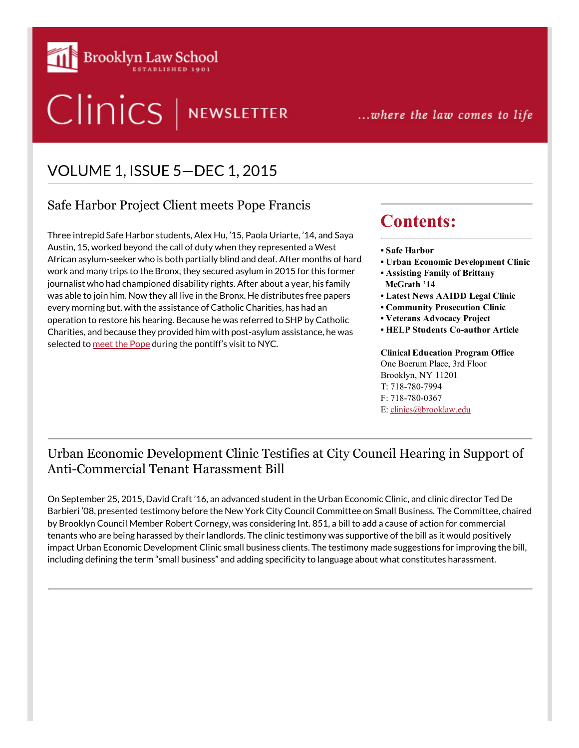Brooklyn Law School
ESTABLISHED 1901

# Clinics | NEWSLETTER

*...where the law comes to life*

## VOLUME 1, ISSUE 5—DEC 1, 2015

### Safe Harbor Project Client meets Pope Francis

Three intrepid Safe Harbor students, Alex Hu, '15, Paola Uriarte, '14, and Saya Austin, 15, worked beyond the call of duty when they represented a West African asylum-seeker who is both partially blind and deaf. After months of hard work and many trips to the Bronx, they secured asylum in 2015 for this former journalist who had championed disability rights. After about a year, his family was able to join him. Now they all live in the Bronx. He distributes free papers every morning but, with the assistance of Catholic Charities, has had an operation to restore his hearing. Because he was referred to SHP by Catholic Charities, and because they provided him with post-asylum assistance, he was selected to meet the Pope during the pontiff's visit to NYC.

## Contents:

- **Safe Harbor**
- **Urban Economic Development Clinic**
- **Assisting Family of Brittany McGrath '14**
- **Latest News AAIDD Legal Clinic**
- **Community Prosecution Clinic**
- **Veterans Advocacy Project**
- **HELP Students Co-author Article**

**Clinical Education Program Office**
One Boerum Place, 3rd Floor
Brooklyn, NY 11201
T: 718-780-7994
F: 718-780-0367
E: clinics@brooklaw.edu

### Urban Economic Development Clinic Testifies at City Council Hearing in Support of Anti-Commercial Tenant Harassment Bill

On September 25, 2015, David Craft '16, an advanced student in the Urban Economic Clinic, and clinic director Ted De Barbieri '08, presented testimony before the New York City Council Committee on Small Business. The Committee, chaired by Brooklyn Council Member Robert Cornegy, was considering Int. 851, a bill to add a cause of action for commercial tenants who are being harassed by their landlords. The clinic testimony was supportive of the bill as it would positively impact Urban Economic Development Clinic small business clients. The testimony made suggestions for improving the bill, including defining the term "small business" and adding specificity to language about what constitutes harassment.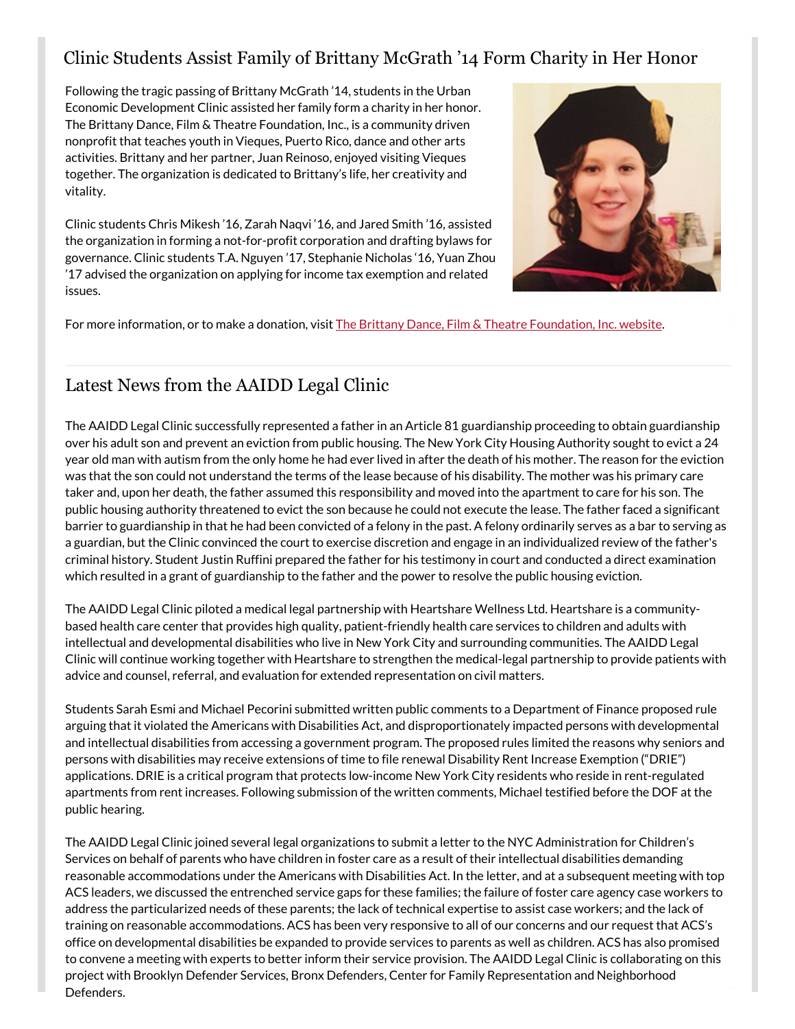## Clinic Students Assist Family of Brittany McGrath '14 Form Charity in Her Honor

Following the tragic passing of Brittany McGrath '14, students in the Urban Economic Development Clinic assisted her family form a charity in her honor. The Brittany Dance, Film & Theatre Foundation, Inc., is a community driven nonprofit that teaches youth in Vieques, Puerto Rico, dance and other arts activities. Brittany and her partner, Juan Reinoso, enjoyed visiting Vieques together. The organization is dedicated to Brittany's life, her creativity and vitality.

Clinic students Chris Mikesh '16, Zarah Naqvi '16, and Jared Smith '16, assisted the organization in forming a not-for-profit corporation and drafting bylaws for governance. Clinic students T.A. Nguyen '17, Stephanie Nicholas '16, Yuan Zhou '17 advised the organization on applying for income tax exemption and related issues.

For more information, or to make a donation, visit The Brittany Dance, Film & Theatre Foundation, Inc. website.

## Latest News from the AAIDD Legal Clinic

The AAIDD Legal Clinic successfully represented a father in an Article 81 guardianship proceeding to obtain guardianship over his adult son and prevent an eviction from public housing. The New York City Housing Authority sought to evict a 24 year old man with autism from the only home he had ever lived in after the death of his mother. The reason for the eviction was that the son could not understand the terms of the lease because of his disability. The mother was his primary care taker and, upon her death, the father assumed this responsibility and moved into the apartment to care for his son. The public housing authority threatened to evict the son because he could not execute the lease. The father faced a significant barrier to guardianship in that he had been convicted of a felony in the past. A felony ordinarily serves as a bar to serving as a guardian, but the Clinic convinced the court to exercise discretion and engage in an individualized review of the father's criminal history. Student Justin Ruffini prepared the father for his testimony in court and conducted a direct examination which resulted in a grant of guardianship to the father and the power to resolve the public housing eviction.

The AAIDD Legal Clinic piloted a medical legal partnership with Heartshare Wellness Ltd. Heartshare is a community-based health care center that provides high quality, patient-friendly health care services to children and adults with intellectual and developmental disabilities who live in New York City and surrounding communities. The AAIDD Legal Clinic will continue working together with Heartshare to strengthen the medical-legal partnership to provide patients with advice and counsel, referral, and evaluation for extended representation on civil matters.

Students Sarah Esmi and Michael Pecorini submitted written public comments to a Department of Finance proposed rule arguing that it violated the Americans with Disabilities Act, and disproportionately impacted persons with developmental and intellectual disabilities from accessing a government program. The proposed rules limited the reasons why seniors and persons with disabilities may receive extensions of time to file renewal Disability Rent Increase Exemption ("DRIE") applications. DRIE is a critical program that protects low-income New York City residents who reside in rent-regulated apartments from rent increases. Following submission of the written comments, Michael testified before the DOF at the public hearing.

The AAIDD Legal Clinic joined several legal organizations to submit a letter to the NYC Administration for Children's Services on behalf of parents who have children in foster care as a result of their intellectual disabilities demanding reasonable accommodations under the Americans with Disabilities Act. In the letter, and at a subsequent meeting with top ACS leaders, we discussed the entrenched service gaps for these families; the failure of foster care agency case workers to address the particularized needs of these parents; the lack of technical expertise to assist case workers; and the lack of training on reasonable accommodations. ACS has been very responsive to all of our concerns and our request that ACS's office on developmental disabilities be expanded to provide services to parents as well as children. ACS has also promised to convene a meeting with experts to better inform their service provision. The AAIDD Legal Clinic is collaborating on this project with Brooklyn Defender Services, Bronx Defenders, Center for Family Representation and Neighborhood Defenders.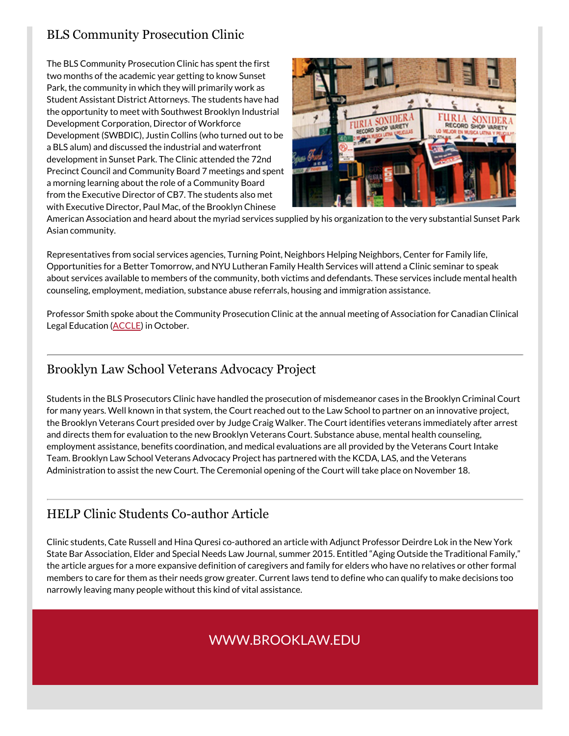## BLS Community Prosecution Clinic

The BLS Community Prosecution Clinic has spent the first two months of the academic year getting to know Sunset Park, the community in which they will primarily work as Student Assistant District Attorneys. The students have had the opportunity to meet with Southwest Brooklyn Industrial Development Corporation, Director of Workforce Development (SWBDIC), Justin Collins (who turned out to be a BLS alum) and discussed the industrial and waterfront development in Sunset Park. The Clinic attended the 72nd Precinct Council and Community Board 7 meetings and spent a morning learning about the role of a Community Board from the Executive Director of CB7. The students also met with Executive Director, Paul Mac, of the Brooklyn Chinese American Association and heard about the myriad services supplied by his organization to the very substantial Sunset Park Asian community.

Representatives from social services agencies, Turning Point, Neighbors Helping Neighbors, Center for Family life, Opportunities for a Better Tomorrow, and NYU Lutheran Family Health Services will attend a Clinic seminar to speak about services available to members of the community, both victims and defendants. These services include mental health counseling, employment, mediation, substance abuse referrals, housing and immigration assistance.

Professor Smith spoke about the Community Prosecution Clinic at the annual meeting of Association for Canadian Clinical Legal Education (ACCLE) in October.

## Brooklyn Law School Veterans Advocacy Project

Students in the BLS Prosecutors Clinic have handled the prosecution of misdemeanor cases in the Brooklyn Criminal Court for many years. Well known in that system, the Court reached out to the Law School to partner on an innovative project, the Brooklyn Veterans Court presided over by Judge Craig Walker. The Court identifies veterans immediately after arrest and directs them for evaluation to the new Brooklyn Veterans Court. Substance abuse, mental health counseling, employment assistance, benefits coordination, and medical evaluations are all provided by the Veterans Court Intake Team. Brooklyn Law School Veterans Advocacy Project has partnered with the KCDA, LAS, and the Veterans Administration to assist the new Court. The Ceremonial opening of the Court will take place on November 18.

## HELP Clinic Students Co-author Article

Clinic students, Cate Russell and Hina Quresi co-authored an article with Adjunct Professor Deirdre Lok in the New York State Bar Association, Elder and Special Needs Law Journal, summer 2015. Entitled "Aging Outside the Traditional Family," the article argues for a more expansive definition of caregivers and family for elders who have no relatives or other formal members to care for them as their needs grow greater. Current laws tend to define who can qualify to make decisions too narrowly leaving many people without this kind of vital assistance.

WWW.BROOKLAW.EDU